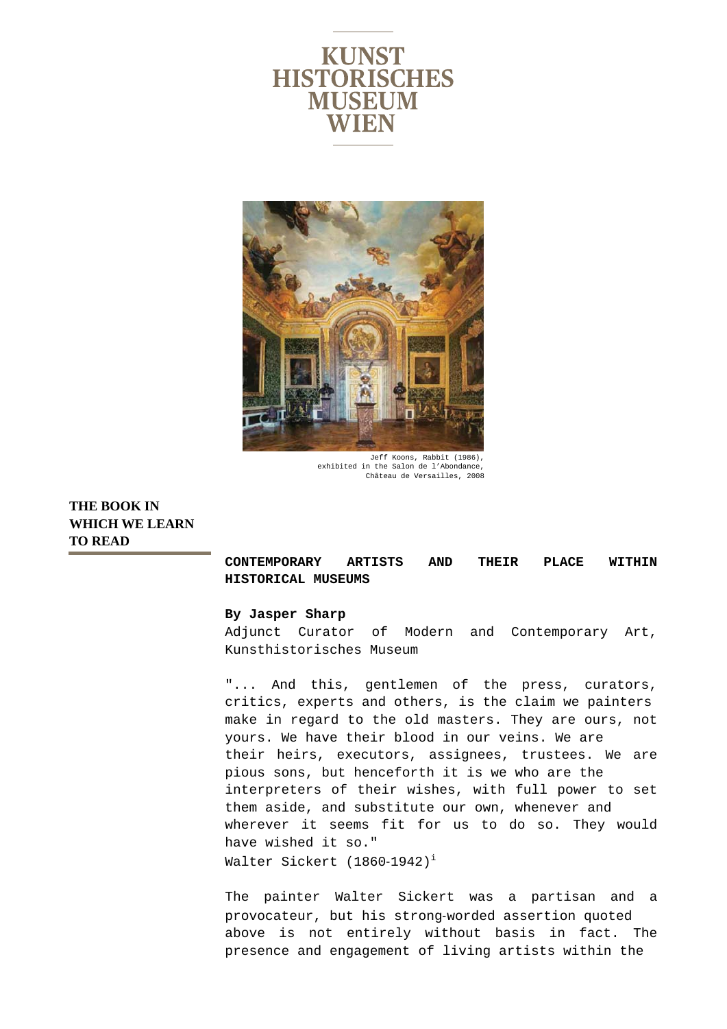KUNST HISTORISCHES MUSEUM WIEN

Jeff Koons, Rabbit (1986), exhibited in the Salon de l'Abondance, Château de Versailles, 2008

## THE BOOK IN WHICH WE LEARN TO READ

# CONTEMPORARY ARTISTS AND THEIR PLACE WITHIN HISTORICAL MUSEUMS

**By Jasper Sharp**
Adjunct Curator of Modern and Contemporary Art, Kunsthistorisches Museum

"... And this, gentlemen of the press, curators, critics, experts and others, is the claim we painters make in regard to the old masters. They are ours, not yours. We have their blood in our veins. We are their heirs, executors, assignees, trustees. We are pious sons, but henceforth it is we who are the interpreters of their wishes, with full power to set them aside, and substitute our own, whenever and wherever it seems fit for us to do so. They would have wished it so."
Walter Sickert (1860-1942)[i]

The painter Walter Sickert was a partisan and a provocateur, but his strong-worded assertion quoted above is not entirely without basis in fact. The presence and engagement of living artists within the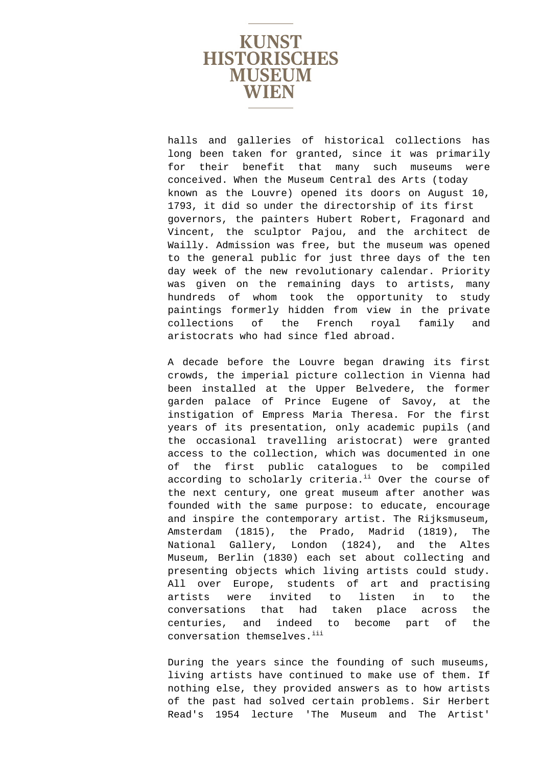halls and galleries of historical collections has long been taken for granted, since it was primarily for their benefit that many such museums were conceived. When the Museum Central des Arts (today known as the Louvre) opened its doors on August 10, 1793, it did so under the directorship of its first governors, the painters Hubert Robert, Fragonard and Vincent, the sculptor Pajou, and the architect de Wailly. Admission was free, but the museum was opened to the general public for just three days of the ten day week of the new revolutionary calendar. Priority was given on the remaining days to artists, many hundreds of whom took the opportunity to study paintings formerly hidden from view in the private collections of the French royal family and aristocrats who had since fled abroad.

A decade before the Louvre began drawing its first crowds, the imperial picture collection in Vienna had been installed at the Upper Belvedere, the former garden palace of Prince Eugene of Savoy, at the instigation of Empress Maria Theresa. For the first years of its presentation, only academic pupils (and the occasional travelling aristocrat) were granted access to the collection, which was documented in one of the first public catalogues to be compiled according to scholarly criteria.[ii] Over the course of the next century, one great museum after another was founded with the same purpose: to educate, encourage and inspire the contemporary artist. The Rijksmuseum, Amsterdam (1815), the Prado, Madrid (1819), The National Gallery, London (1824), and the Altes Museum, Berlin (1830) each set about collecting and presenting objects which living artists could study. All over Europe, students of art and practising artists were invited to listen in to the conversations that had taken place across the centuries, and indeed to become part of the conversation themselves.[iii]

During the years since the founding of such museums, living artists have continued to make use of them. If nothing else, they provided answers as to how artists of the past had solved certain problems. Sir Herbert Read's 1954 lecture 'The Museum and The Artist'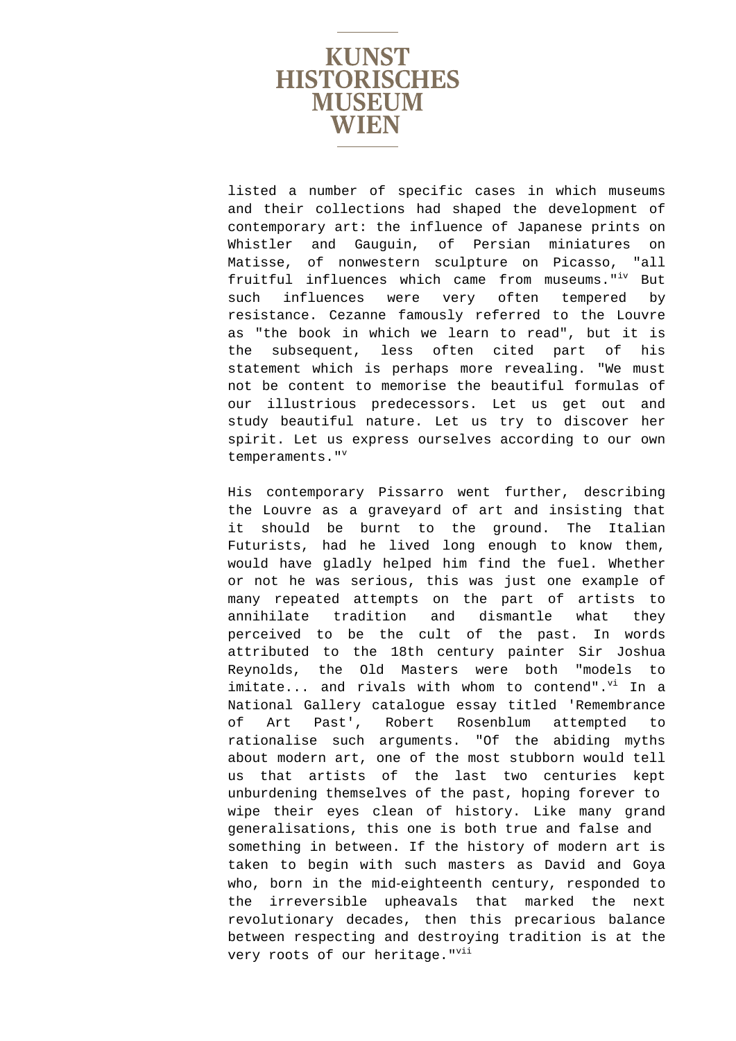listed a number of specific cases in which museums and their collections had shaped the development of contemporary art: the influence of Japanese prints on Whistler and Gauguin, of Persian miniatures on Matisse, of nonwestern sculpture on Picasso, "all fruitful influences which came from museums."[iv] But such influences were very often tempered by resistance. Cezanne famously referred to the Louvre as "the book in which we learn to read", but it is the subsequent, less often cited part of his statement which is perhaps more revealing. "We must not be content to memorise the beautiful formulas of our illustrious predecessors. Let us get out and study beautiful nature. Let us try to discover her spirit. Let us express ourselves according to our own temperaments."[v]

His contemporary Pissarro went further, describing the Louvre as a graveyard of art and insisting that it should be burnt to the ground. The Italian Futurists, had he lived long enough to know them, would have gladly helped him find the fuel. Whether or not he was serious, this was just one example of many repeated attempts on the part of artists to annihilate tradition and dismantle what they perceived to be the cult of the past. In words attributed to the 18th century painter Sir Joshua Reynolds, the Old Masters were both "models to imitate... and rivals with whom to contend".[vi] In a National Gallery catalogue essay titled 'Remembrance of Art Past', Robert Rosenblum attempted to rationalise such arguments. "Of the abiding myths about modern art, one of the most stubborn would tell us that artists of the last two centuries kept unburdening themselves of the past, hoping forever to wipe their eyes clean of history. Like many grand generalisations, this one is both true and false and something in between. If the history of modern art is taken to begin with such masters as David and Goya who, born in the mid-eighteenth century, responded to the irreversible upheavals that marked the next revolutionary decades, then this precarious balance between respecting and destroying tradition is at the very roots of our heritage."[vii]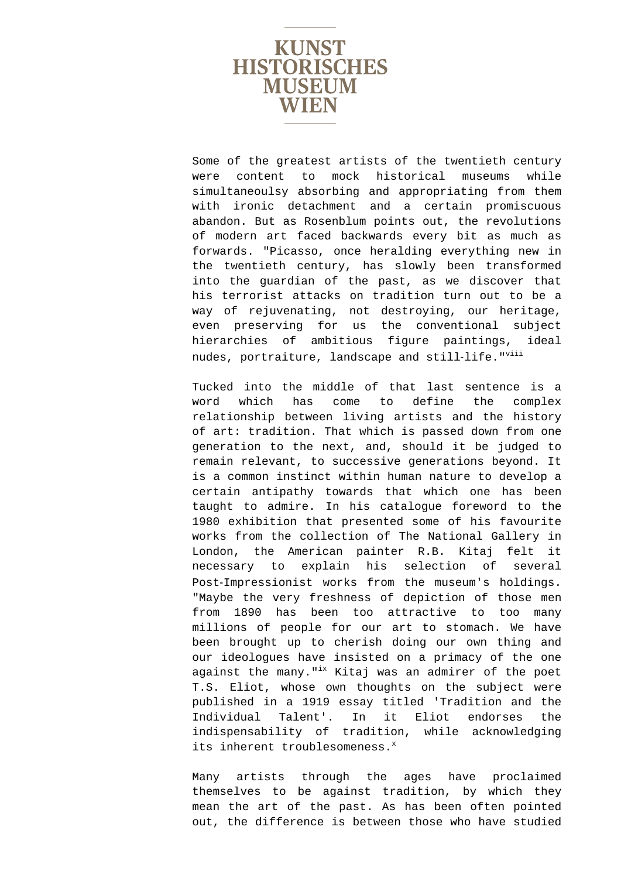Some of the greatest artists of the twentieth century were content to mock historical museums while simultaneoulsy absorbing and appropriating from them with ironic detachment and a certain promiscuous abandon. But as Rosenblum points out, the revolutions of modern art faced backwards every bit as much as forwards. "Picasso, once heralding everything new in the twentieth century, has slowly been transformed into the guardian of the past, as we discover that his terrorist attacks on tradition turn out to be a way of rejuvenating, not destroying, our heritage, even preserving for us the conventional subject hierarchies of ambitious figure paintings, ideal nudes, portraiture, landscape and still-life."[viii]

Tucked into the middle of that last sentence is a word which has come to define the complex relationship between living artists and the history of art: tradition. That which is passed down from one generation to the next, and, should it be judged to remain relevant, to successive generations beyond. It is a common instinct within human nature to develop a certain antipathy towards that which one has been taught to admire. In his catalogue foreword to the 1980 exhibition that presented some of his favourite works from the collection of The National Gallery in London, the American painter R.B. Kitaj felt it necessary to explain his selection of several Post-Impressionist works from the museum's holdings. "Maybe the very freshness of depiction of those men from 1890 has been too attractive to too many millions of people for our art to stomach. We have been brought up to cherish doing our own thing and our ideologues have insisted on a primacy of the one against the many."[ix] Kitaj was an admirer of the poet T.S. Eliot, whose own thoughts on the subject were published in a 1919 essay titled 'Tradition and the Individual Talent'. In it Eliot endorses the indispensability of tradition, while acknowledging its inherent troublesomeness.[x]

Many artists through the ages have proclaimed themselves to be against tradition, by which they mean the art of the past. As has been often pointed out, the difference is between those who have studied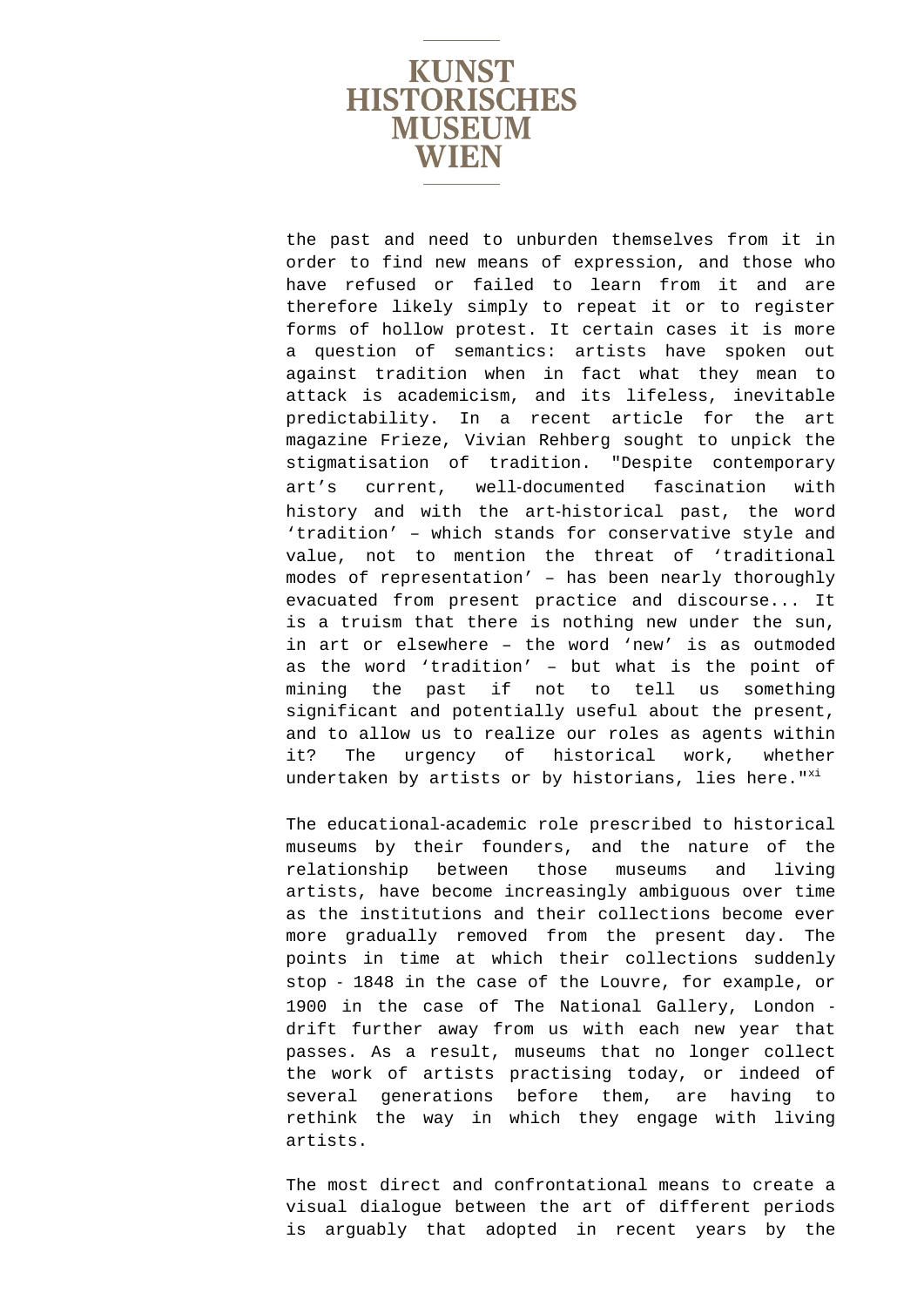the past and need to unburden themselves from it in order to find new means of expression, and those who have refused or failed to learn from it and are therefore likely simply to repeat it or to register forms of hollow protest. It certain cases it is more a question of semantics: artists have spoken out against tradition when in fact what they mean to attack is academicism, and its lifeless, inevitable predictability. In a recent article for the art magazine Frieze, Vivian Rehberg sought to unpick the stigmatisation of tradition. "Despite contemporary art's current, well-documented fascination with history and with the art-historical past, the word 'tradition' – which stands for conservative style and value, not to mention the threat of 'traditional modes of representation' – has been nearly thoroughly evacuated from present practice and discourse... It is a truism that there is nothing new under the sun, in art or elsewhere – the word 'new' is as outmoded as the word 'tradition' – but what is the point of mining the past if not to tell us something significant and potentially useful about the present, and to allow us to realize our roles as agents within it? The urgency of historical work, whether undertaken by artists or by historians, lies here."[xi]

The educational-academic role prescribed to historical museums by their founders, and the nature of the relationship between those museums and living artists, have become increasingly ambiguous over time as the institutions and their collections become ever more gradually removed from the present day. The points in time at which their collections suddenly stop - 1848 in the case of the Louvre, for example, or 1900 in the case of The National Gallery, London - drift further away from us with each new year that passes. As a result, museums that no longer collect the work of artists practising today, or indeed of several generations before them, are having to rethink the way in which they engage with living artists.

The most direct and confrontational means to create a visual dialogue between the art of different periods is arguably that adopted in recent years by the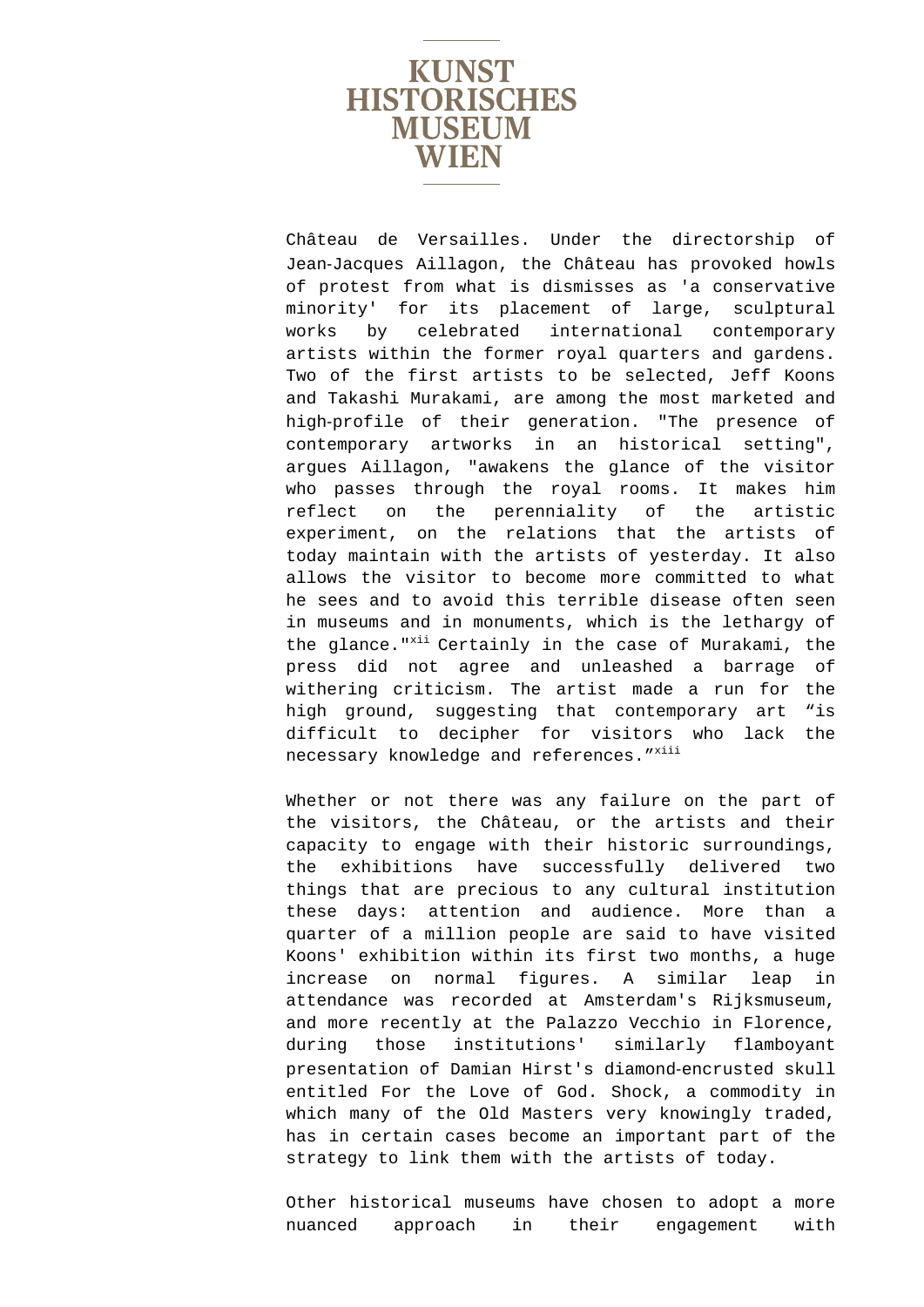Château de Versailles. Under the directorship of Jean-Jacques Aillagon, the Château has provoked howls of protest from what is dismisses as 'a conservative minority' for its placement of large, sculptural works by celebrated international contemporary artists within the former royal quarters and gardens. Two of the first artists to be selected, Jeff Koons and Takashi Murakami, are among the most marketed and high-profile of their generation. "The presence of contemporary artworks in an historical setting", argues Aillagon, "awakens the glance of the visitor who passes through the royal rooms. It makes him reflect on the perenniality of the artistic experiment, on the relations that the artists of today maintain with the artists of yesterday. It also allows the visitor to become more committed to what he sees and to avoid this terrible disease often seen in museums and in monuments, which is the lethargy of the glance."[xii] Certainly in the case of Murakami, the press did not agree and unleashed a barrage of withering criticism. The artist made a run for the high ground, suggesting that contemporary art "is difficult to decipher for visitors who lack the necessary knowledge and references."[xiii]

Whether or not there was any failure on the part of the visitors, the Château, or the artists and their capacity to engage with their historic surroundings, the exhibitions have successfully delivered two things that are precious to any cultural institution these days: attention and audience. More than a quarter of a million people are said to have visited Koons' exhibition within its first two months, a huge increase on normal figures. A similar leap in attendance was recorded at Amsterdam's Rijksmuseum, and more recently at the Palazzo Vecchio in Florence, during those institutions' similarly flamboyant presentation of Damian Hirst's diamond-encrusted skull entitled For the Love of God. Shock, a commodity in which many of the Old Masters very knowingly traded, has in certain cases become an important part of the strategy to link them with the artists of today.

Other historical museums have chosen to adopt a more nuanced approach in their engagement with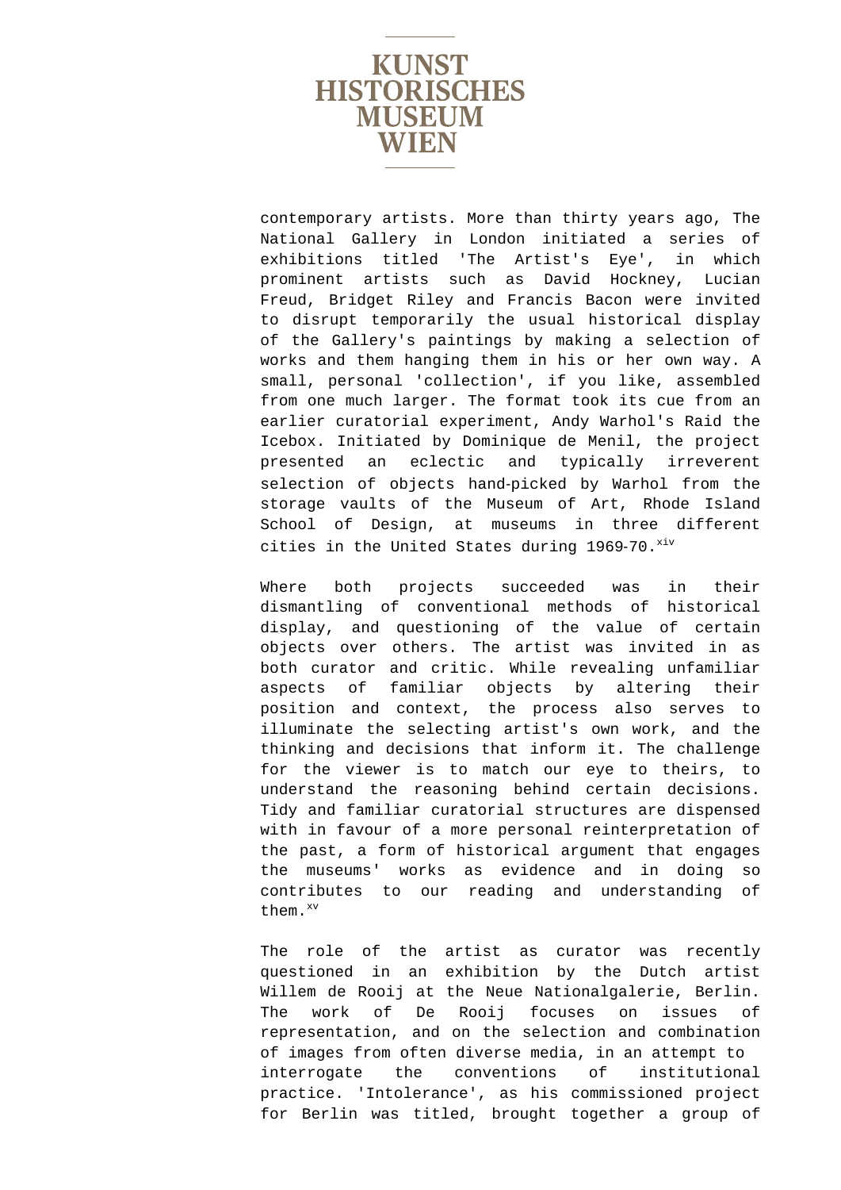contemporary artists. More than thirty years ago, The National Gallery in London initiated a series of exhibitions titled 'The Artist's Eye', in which prominent artists such as David Hockney, Lucian Freud, Bridget Riley and Francis Bacon were invited to disrupt temporarily the usual historical display of the Gallery's paintings by making a selection of works and them hanging them in his or her own way. A small, personal 'collection', if you like, assembled from one much larger. The format took its cue from an earlier curatorial experiment, Andy Warhol's Raid the Icebox. Initiated by Dominique de Menil, the project presented an eclectic and typically irreverent selection of objects hand-picked by Warhol from the storage vaults of the Museum of Art, Rhode Island School of Design, at museums in three different cities in the United States during 1969-70.[xiv]

Where both projects succeeded was in their dismantling of conventional methods of historical display, and questioning of the value of certain objects over others. The artist was invited in as both curator and critic. While revealing unfamiliar aspects of familiar objects by altering their position and context, the process also serves to illuminate the selecting artist's own work, and the thinking and decisions that inform it. The challenge for the viewer is to match our eye to theirs, to understand the reasoning behind certain decisions. Tidy and familiar curatorial structures are dispensed with in favour of a more personal reinterpretation of the past, a form of historical argument that engages the museums' works as evidence and in doing so contributes to our reading and understanding of them.[xv]

The role of the artist as curator was recently questioned in an exhibition by the Dutch artist Willem de Rooij at the Neue Nationalgalerie, Berlin. The work of De Rooij focuses on issues of representation, and on the selection and combination of images from often diverse media, in an attempt to interrogate the conventions of institutional practice. 'Intolerance', as his commissioned project for Berlin was titled, brought together a group of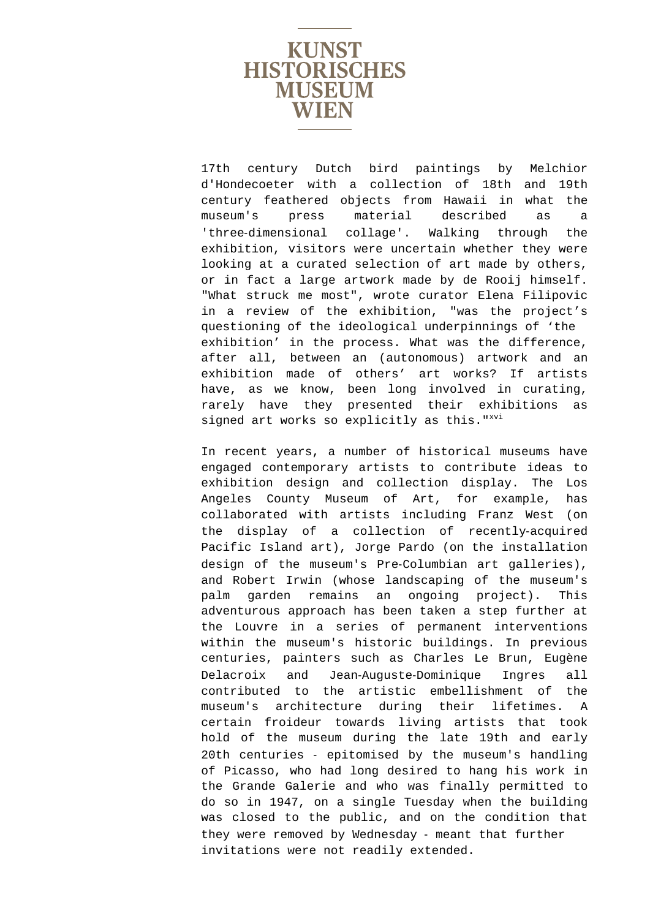17th century Dutch bird paintings by Melchior d'Hondecoeter with a collection of 18th and 19th century feathered objects from Hawaii in what the museum's press material described as a 'three-dimensional collage'. Walking through the exhibition, visitors were uncertain whether they were looking at a curated selection of art made by others, or in fact a large artwork made by de Rooij himself. "What struck me most", wrote curator Elena Filipovic in a review of the exhibition, "was the project's questioning of the ideological underpinnings of 'the exhibition' in the process. What was the difference, after all, between an (autonomous) artwork and an exhibition made of others' art works? If artists have, as we know, been long involved in curating, rarely have they presented their exhibitions as signed art works so explicitly as this."[xvi]

In recent years, a number of historical museums have engaged contemporary artists to contribute ideas to exhibition design and collection display. The Los Angeles County Museum of Art, for example, has collaborated with artists including Franz West (on the display of a collection of recently-acquired Pacific Island art), Jorge Pardo (on the installation design of the museum's Pre-Columbian art galleries), and Robert Irwin (whose landscaping of the museum's palm garden remains an ongoing project). This adventurous approach has been taken a step further at the Louvre in a series of permanent interventions within the museum's historic buildings. In previous centuries, painters such as Charles Le Brun, Eugène Delacroix and Jean-Auguste-Dominique Ingres all contributed to the artistic embellishment of the museum's architecture during their lifetimes. A certain froideur towards living artists that took hold of the museum during the late 19th and early 20th centuries - epitomised by the museum's handling of Picasso, who had long desired to hang his work in the Grande Galerie and who was finally permitted to do so in 1947, on a single Tuesday when the building was closed to the public, and on the condition that they were removed by Wednesday - meant that further invitations were not readily extended.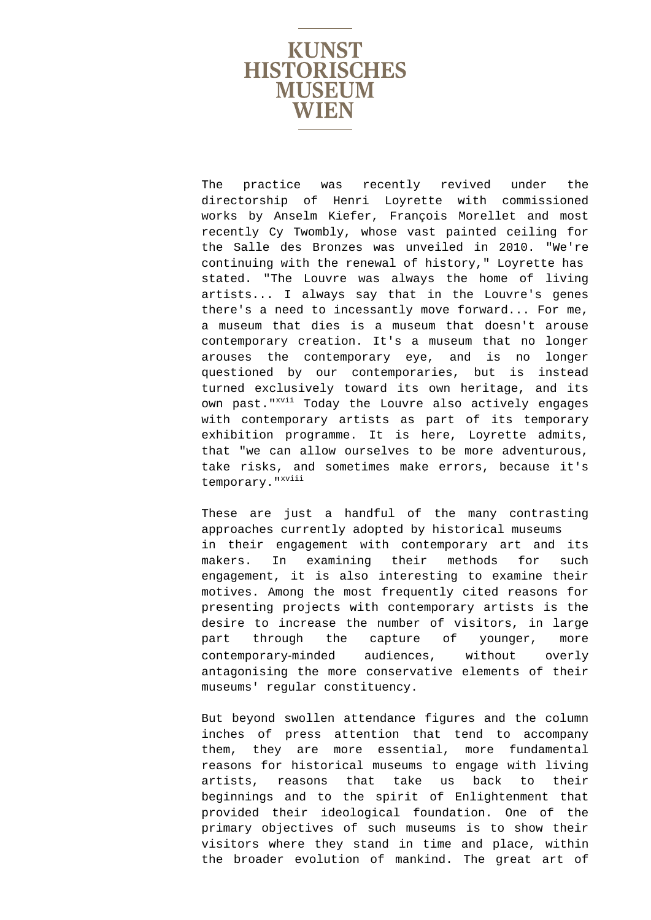The practice was recently revived under the directorship of Henri Loyrette with commissioned works by Anselm Kiefer, François Morellet and most recently Cy Twombly, whose vast painted ceiling for the Salle des Bronzes was unveiled in 2010. "We're continuing with the renewal of history," Loyrette has stated. "The Louvre was always the home of living artists... I always say that in the Louvre's genes there's a need to incessantly move forward... For me, a museum that dies is a museum that doesn't arouse contemporary creation. It's a museum that no longer arouses the contemporary eye, and is no longer questioned by our contemporaries, but is instead turned exclusively toward its own heritage, and its own past."[xvii] Today the Louvre also actively engages with contemporary artists as part of its temporary exhibition programme. It is here, Loyrette admits, that "we can allow ourselves to be more adventurous, take risks, and sometimes make errors, because it's temporary."[xviii]

These are just a handful of the many contrasting approaches currently adopted by historical museums in their engagement with contemporary art and its makers. In examining their methods for such engagement, it is also interesting to examine their motives. Among the most frequently cited reasons for presenting projects with contemporary artists is the desire to increase the number of visitors, in large part through the capture of younger, more contemporary-minded audiences, without overly antagonising the more conservative elements of their museums' regular constituency.

But beyond swollen attendance figures and the column inches of press attention that tend to accompany them, they are more essential, more fundamental reasons for historical museums to engage with living artists, reasons that take us back to their beginnings and to the spirit of Enlightenment that provided their ideological foundation. One of the primary objectives of such museums is to show their visitors where they stand in time and place, within the broader evolution of mankind. The great art of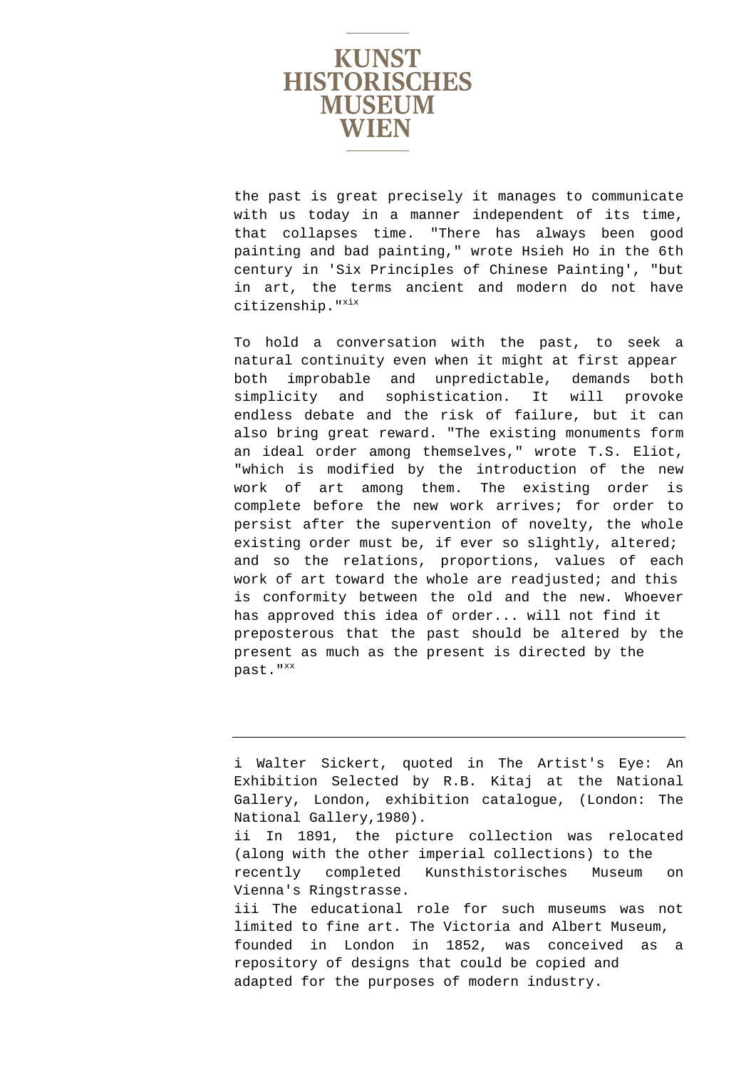the past is great precisely it manages to communicate with us today in a manner independent of its time, that collapses time. "There has always been good painting and bad painting," wrote Hsieh Ho in the 6th century in 'Six Principles of Chinese Painting', "but in art, the terms ancient and modern do not have citizenship."[xix]

To hold a conversation with the past, to seek a natural continuity even when it might at first appear both improbable and unpredictable, demands both simplicity and sophistication. It will provoke endless debate and the risk of failure, but it can also bring great reward. "The existing monuments form an ideal order among themselves," wrote T.S. Eliot, "which is modified by the introduction of the new work of art among them. The existing order is complete before the new work arrives; for order to persist after the supervention of novelty, the whole existing order must be, if ever so slightly, altered; and so the relations, proportions, values of each work of art toward the whole are readjusted; and this is conformity between the old and the new. Whoever has approved this idea of order... will not find it preposterous that the past should be altered by the present as much as the present is directed by the past."[xx]

---

i Walter Sickert, quoted in The Artist's Eye: An Exhibition Selected by R.B. Kitaj at the National Gallery, London, exhibition catalogue, (London: The National Gallery,1980).

ii In 1891, the picture collection was relocated (along with the other imperial collections) to the recently completed Kunsthistorisches Museum on Vienna's Ringstrasse.

iii The educational role for such museums was not limited to fine art. The Victoria and Albert Museum, founded in London in 1852, was conceived as a repository of designs that could be copied and adapted for the purposes of modern industry.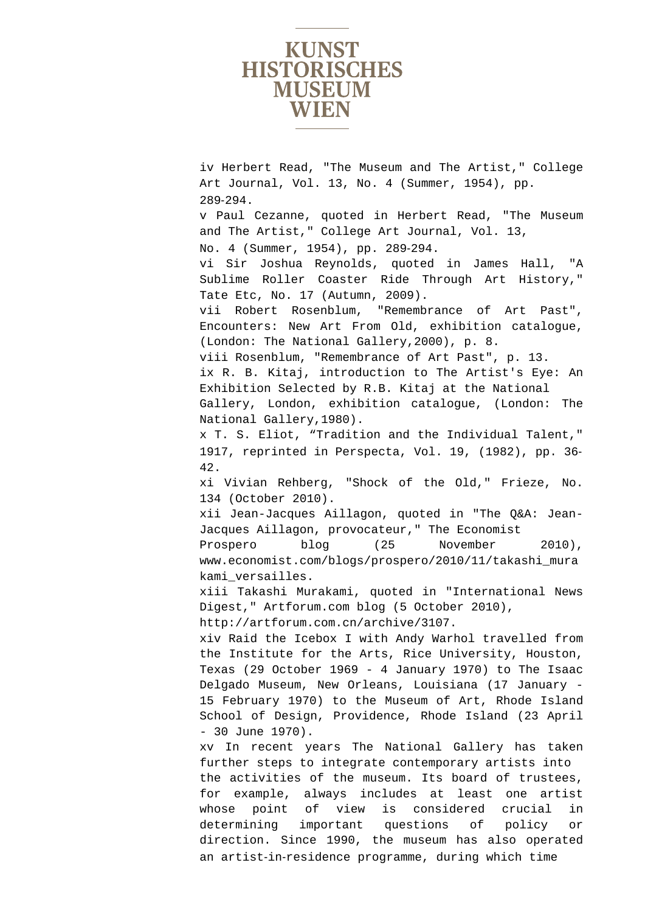iv Herbert Read, "The Museum and The Artist," College Art Journal, Vol. 13, No. 4 (Summer, 1954), pp. 289-294.

v Paul Cezanne, quoted in Herbert Read, "The Museum and The Artist," College Art Journal, Vol. 13, No. 4 (Summer, 1954), pp. 289-294.

vi Sir Joshua Reynolds, quoted in James Hall, "A Sublime Roller Coaster Ride Through Art History," Tate Etc, No. 17 (Autumn, 2009).

vii Robert Rosenblum, "Remembrance of Art Past", Encounters: New Art From Old, exhibition catalogue, (London: The National Gallery,2000), p. 8.

viii Rosenblum, "Remembrance of Art Past", p. 13.

ix R. B. Kitaj, introduction to The Artist's Eye: An Exhibition Selected by R.B. Kitaj at the National Gallery, London, exhibition catalogue, (London: The National Gallery,1980).

x T. S. Eliot, “Tradition and the Individual Talent," 1917, reprinted in Perspecta, Vol. 19, (1982), pp. 36-42.

xi Vivian Rehberg, "Shock of the Old," Frieze, No. 134 (October 2010).

xii Jean-Jacques Aillagon, quoted in "The Q&A: Jean-Jacques Aillagon, provocateur," The Economist Prospero blog (25 November 2010), www.economist.com/blogs/prospero/2010/11/takashi_murakami_versailles.

xiii Takashi Murakami, quoted in "International News Digest," Artforum.com blog (5 October 2010), http://artforum.com.cn/archive/3107.

xiv Raid the Icebox I with Andy Warhol travelled from the Institute for the Arts, Rice University, Houston, Texas (29 October 1969 - 4 January 1970) to The Isaac Delgado Museum, New Orleans, Louisiana (17 January - 15 February 1970) to the Museum of Art, Rhode Island School of Design, Providence, Rhode Island (23 April - 30 June 1970).

xv In recent years The National Gallery has taken further steps to integrate contemporary artists into the activities of the museum. Its board of trustees, for example, always includes at least one artist whose point of view is considered crucial in determining important questions of policy or direction. Since 1990, the museum has also operated an artist-in-residence programme, during which time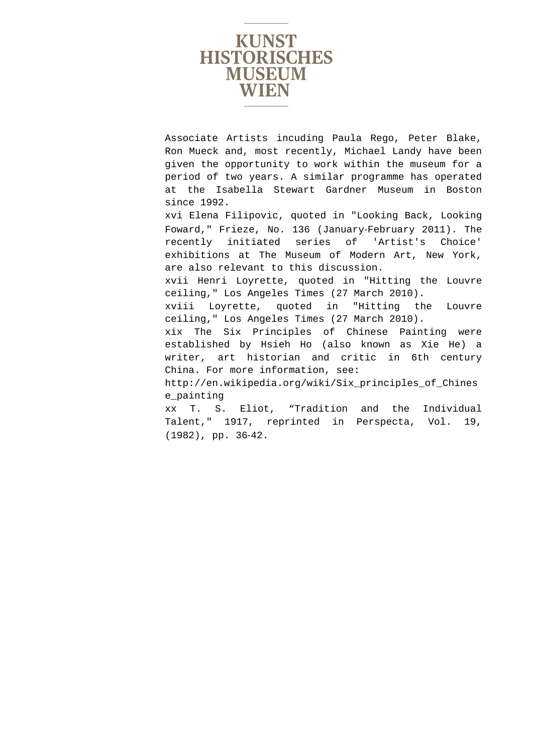Associate Artists incuding Paula Rego, Peter Blake, Ron Mueck and, most recently, Michael Landy have been given the opportunity to work within the museum for a period of two years. A similar programme has operated at the Isabella Stewart Gardner Museum in Boston since 1992.

xvi Elena Filipovic, quoted in "Looking Back, Looking Foward," Frieze, No. 136 (January-February 2011). The recently initiated series of 'Artist's Choice' exhibitions at The Museum of Modern Art, New York, are also relevant to this discussion.

xvii Henri Loyrette, quoted in "Hitting the Louvre ceiling," Los Angeles Times (27 March 2010).

xviii Loyrette, quoted in "Hitting the Louvre ceiling," Los Angeles Times (27 March 2010).

xix The Six Principles of Chinese Painting were established by Hsieh Ho (also known as Xie He) a writer, art historian and critic in 6th century China. For more information, see: http://en.wikipedia.org/wiki/Six_principles_of_Chinese_painting

xx T. S. Eliot, “Tradition and the Individual Talent," 1917, reprinted in Perspecta, Vol. 19, (1982), pp. 36-42.